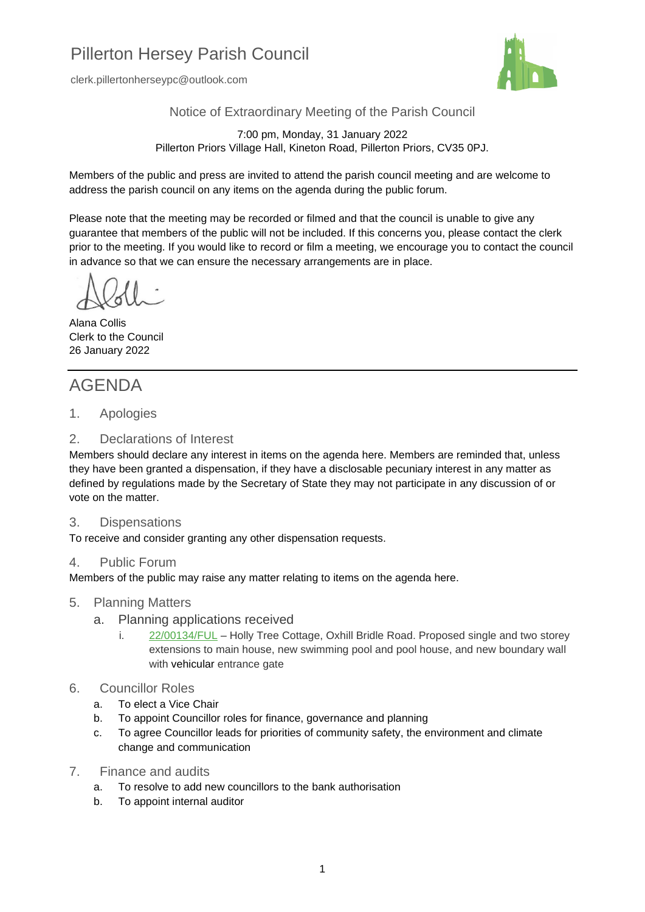# Pillerton Hersey Parish Council

clerk.pillertonherseypc@outlook.com

## Notice of Extraordinary Meeting of the Parish Council

7:00 pm, Monday, 31 January 2022
Pillerton Priors Village Hall, Kineton Road, Pillerton Priors, CV35 0PJ.

Members of the public and press are invited to attend the parish council meeting and are welcome to address the parish council on any items on the agenda during the public forum.

Please note that the meeting may be recorded or filmed and that the council is unable to give any guarantee that members of the public will not be included. If this concerns you, please contact the clerk prior to the meeting. If you would like to record or film a meeting, we encourage you to contact the council in advance so that we can ensure the necessary arrangements are in place.

Alana Collis
Clerk to the Council
26 January 2022

---

# AGENDA

## 1. Apologies

## 2. Declarations of Interest

Members should declare any interest in items on the agenda here. Members are reminded that, unless they have been granted a dispensation, if they have a disclosable pecuniary interest in any matter as defined by regulations made by the Secretary of State they may not participate in any discussion of or vote on the matter.

## 3. Dispensations

To receive and consider granting any other dispensation requests.

## 4. Public Forum

Members of the public may raise any matter relating to items on the agenda here.

## 5. Planning Matters

a. Planning applications received
   i. 22/00134/FUL – Holly Tree Cottage, Oxhill Bridle Road. Proposed single and two storey extensions to main house, new swimming pool and pool house, and new boundary wall with vehicular entrance gate

## 6. Councillor Roles

a. To elect a Vice Chair
b. To appoint Councillor roles for finance, governance and planning
c. To agree Councillor leads for priorities of community safety, the environment and climate change and communication

## 7. Finance and audits

a. To resolve to add new councillors to the bank authorisation
b. To appoint internal auditor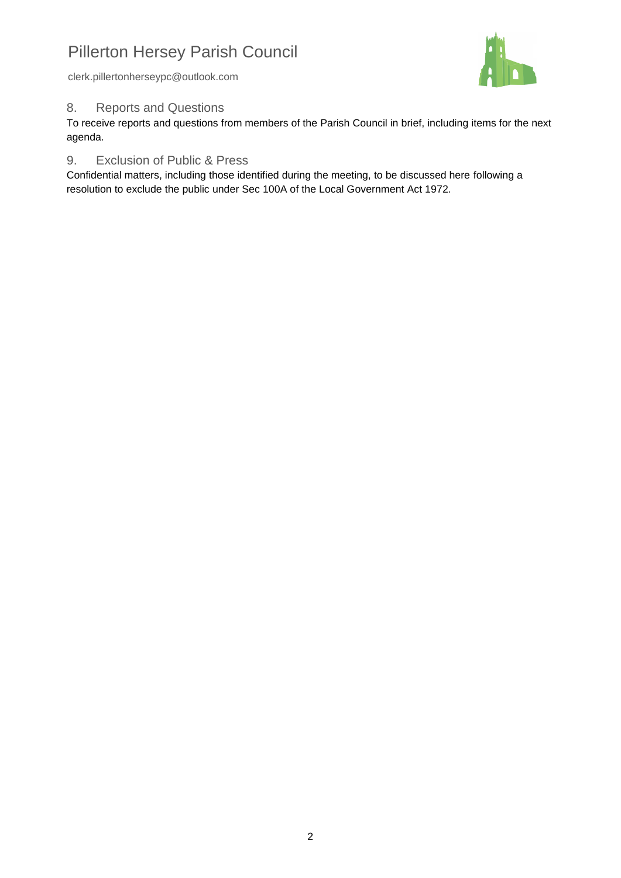## 8. Reports and Questions

To receive reports and questions from members of the Parish Council in brief, including items for the next agenda.

## 9. Exclusion of Public & Press

Confidential matters, including those identified during the meeting, to be discussed here following a resolution to exclude the public under Sec 100A of the Local Government Act 1972.